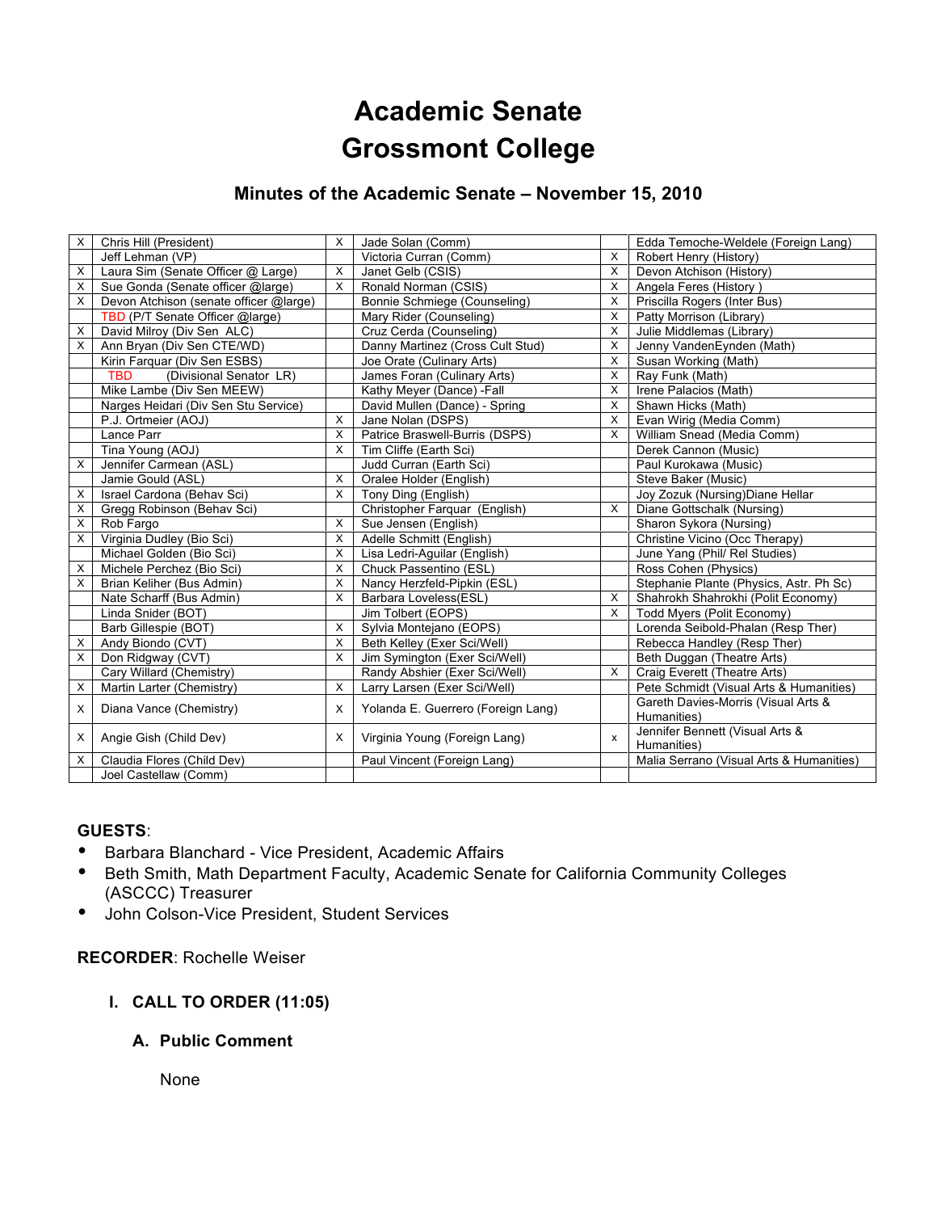# Academic Senate
# Grossmont College

## Minutes of the Academic Senate – November 15, 2010

| | | | | | |
|---|---|---|---|---|---|
| X | Chris Hill (President) | X | Jade Solan (Comm) | | Edda Temoche-Weldele (Foreign Lang) |
| | Jeff Lehman (VP) | | Victoria Curran (Comm) | X | Robert Henry (History) |
| X | Laura Sim (Senate Officer @ Large) | X | Janet Gelb (CSIS) | X | Devon Atchison (History) |
| X | Sue Gonda (Senate officer @large) | X | Ronald Norman (CSIS) | X | Angela Feres (History ) |
| X | Devon Atchison (senate officer @large) | | Bonnie Schmiege (Counseling) | X | Priscilla Rogers (Inter Bus) |
| | TBD (P/T Senate Officer @large) | | Mary Rider (Counseling) | X | Patty Morrison (Library) |
| X | David Milroy (Div Sen ALC) | | Cruz Cerda (Counseling) | X | Julie Middlemas (Library) |
| X | Ann Bryan (Div Sen CTE/WD) | | Danny Martinez (Cross Cult Stud) | X | Jenny VandenEynden (Math) |
| | Kirin Farquar (Div Sen ESBS) | | Joe Orate (Culinary Arts) | X | Susan Working (Math) |
| | TBD (Divisional Senator LR) | | James Foran (Culinary Arts) | X | Ray Funk (Math) |
| | Mike Lambe (Div Sen MEEW) | | Kathy Meyer (Dance) -Fall | X | Irene Palacios (Math) |
| | Narges Heidari (Div Sen Stu Service) | | David Mullen (Dance) - Spring | X | Shawn Hicks (Math) |
| | P.J. Ortmeier (AOJ) | X | Jane Nolan (DSPS) | X | Evan Wirig (Media Comm) |
| | Lance Parr | X | Patrice Braswell-Burris (DSPS) | X | William Snead (Media Comm) |
| | Tina Young (AOJ) | X | Tim Cliffe (Earth Sci) | | Derek Cannon (Music) |
| X | Jennifer Carmean (ASL) | | Judd Curran (Earth Sci) | | Paul Kurokawa (Music) |
| | Jamie Gould (ASL) | X | Oralee Holder (English) | | Steve Baker (Music) |
| X | Israel Cardona (Behav Sci) | X | Tony Ding (English) | | Joy Zozuk (Nursing)Diane Hellar |
| X | Gregg Robinson (Behav Sci) | | Christopher Farquar (English) | X | Diane Gottschalk (Nursing) |
| X | Rob Fargo | X | Sue Jensen (English) | | Sharon Sykora (Nursing) |
| X | Virginia Dudley (Bio Sci) | X | Adelle Schmitt (English) | | Christine Vicino (Occ Therapy) |
| | Michael Golden (Bio Sci) | X | Lisa Ledri-Aguilar (English) | | June Yang (Phil/ Rel Studies) |
| X | Michele Perchez (Bio Sci) | X | Chuck Passentino (ESL) | | Ross Cohen (Physics) |
| X | Brian Keliher (Bus Admin) | X | Nancy Herzfeld-Pipkin (ESL) | | Stephanie Plante (Physics, Astr. Ph Sc) |
| | Nate Scharff (Bus Admin) | X | Barbara Loveless(ESL) | X | Shahrokh Shahrokhi (Polit Economy) |
| | Linda Snider (BOT) | | Jim Tolbert (EOPS) | X | Todd Myers (Polit Economy) |
| | Barb Gillespie (BOT) | X | Sylvia Montejano (EOPS) | | Lorenda Seibold-Phalan (Resp Ther) |
| X | Andy Biondo (CVT) | X | Beth Kelley (Exer Sci/Well) | | Rebecca Handley (Resp Ther) |
| X | Don Ridgway (CVT) | X | Jim Symington (Exer Sci/Well) | | Beth Duggan (Theatre Arts) |
| | Cary Willard (Chemistry) | | Randy Abshier (Exer Sci/Well) | X | Craig Everett (Theatre Arts) |
| X | Martin Larter (Chemistry) | X | Larry Larsen (Exer Sci/Well) | | Pete Schmidt (Visual Arts & Humanities) |
| X | Diana Vance (Chemistry) | X | Yolanda E. Guerrero (Foreign Lang) | | Gareth Davies-Morris (Visual Arts & Humanities) |
| X | Angie Gish (Child Dev) | X | Virginia Young (Foreign Lang) | x | Jennifer Bennett (Visual Arts & Humanities) |
| X | Claudia Flores (Child Dev) | | Paul Vincent (Foreign Lang) | | Malia Serrano (Visual Arts & Humanities) |
| | Joel Castellaw (Comm) | | | | |

**GUESTS**:

- Barbara Blanchard - Vice President, Academic Affairs
- Beth Smith, Math Department Faculty, Academic Senate for California Community Colleges (ASCCC) Treasurer
- John Colson-Vice President, Student Services

**RECORDER**: Rochelle Weiser

### I. CALL TO ORDER (11:05)

#### A. Public Comment

None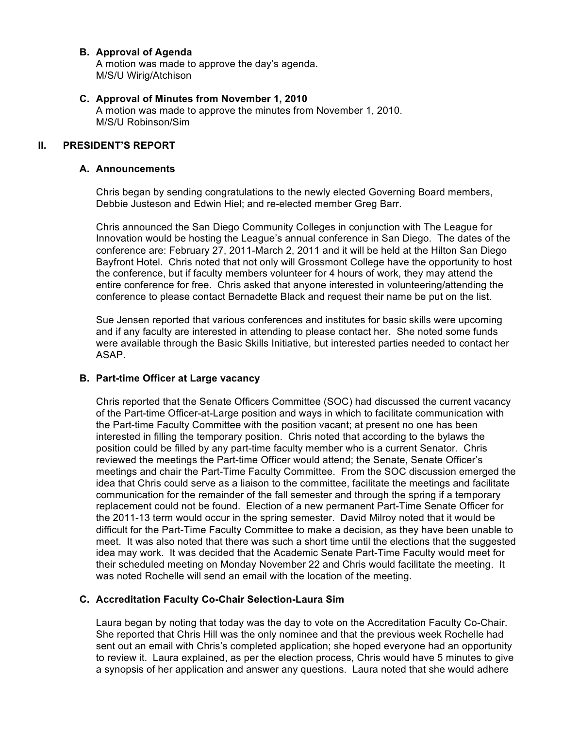### B. Approval of Agenda

A motion was made to approve the day's agenda.
M/S/U Wirig/Atchison

### C. Approval of Minutes from November 1, 2010

A motion was made to approve the minutes from November 1, 2010.
M/S/U Robinson/Sim

## II. PRESIDENT'S REPORT

### A. Announcements

Chris began by sending congratulations to the newly elected Governing Board members, Debbie Justeson and Edwin Hiel; and re-elected member Greg Barr.

Chris announced the San Diego Community Colleges in conjunction with The League for Innovation would be hosting the League's annual conference in San Diego. The dates of the conference are: February 27, 2011-March 2, 2011 and it will be held at the Hilton San Diego Bayfront Hotel. Chris noted that not only will Grossmont College have the opportunity to host the conference, but if faculty members volunteer for 4 hours of work, they may attend the entire conference for free. Chris asked that anyone interested in volunteering/attending the conference to please contact Bernadette Black and request their name be put on the list.

Sue Jensen reported that various conferences and institutes for basic skills were upcoming and if any faculty are interested in attending to please contact her. She noted some funds were available through the Basic Skills Initiative, but interested parties needed to contact her ASAP.

### B. Part-time Officer at Large vacancy

Chris reported that the Senate Officers Committee (SOC) had discussed the current vacancy of the Part-time Officer-at-Large position and ways in which to facilitate communication with the Part-time Faculty Committee with the position vacant; at present no one has been interested in filling the temporary position. Chris noted that according to the bylaws the position could be filled by any part-time faculty member who is a current Senator. Chris reviewed the meetings the Part-time Officer would attend; the Senate, Senate Officer's meetings and chair the Part-Time Faculty Committee. From the SOC discussion emerged the idea that Chris could serve as a liaison to the committee, facilitate the meetings and facilitate communication for the remainder of the fall semester and through the spring if a temporary replacement could not be found. Election of a new permanent Part-Time Senate Officer for the 2011-13 term would occur in the spring semester. David Milroy noted that it would be difficult for the Part-Time Faculty Committee to make a decision, as they have been unable to meet. It was also noted that there was such a short time until the elections that the suggested idea may work. It was decided that the Academic Senate Part-Time Faculty would meet for their scheduled meeting on Monday November 22 and Chris would facilitate the meeting. It was noted Rochelle will send an email with the location of the meeting.

### C. Accreditation Faculty Co-Chair Selection-Laura Sim

Laura began by noting that today was the day to vote on the Accreditation Faculty Co-Chair. She reported that Chris Hill was the only nominee and that the previous week Rochelle had sent out an email with Chris's completed application; she hoped everyone had an opportunity to review it. Laura explained, as per the election process, Chris would have 5 minutes to give a synopsis of her application and answer any questions. Laura noted that she would adhere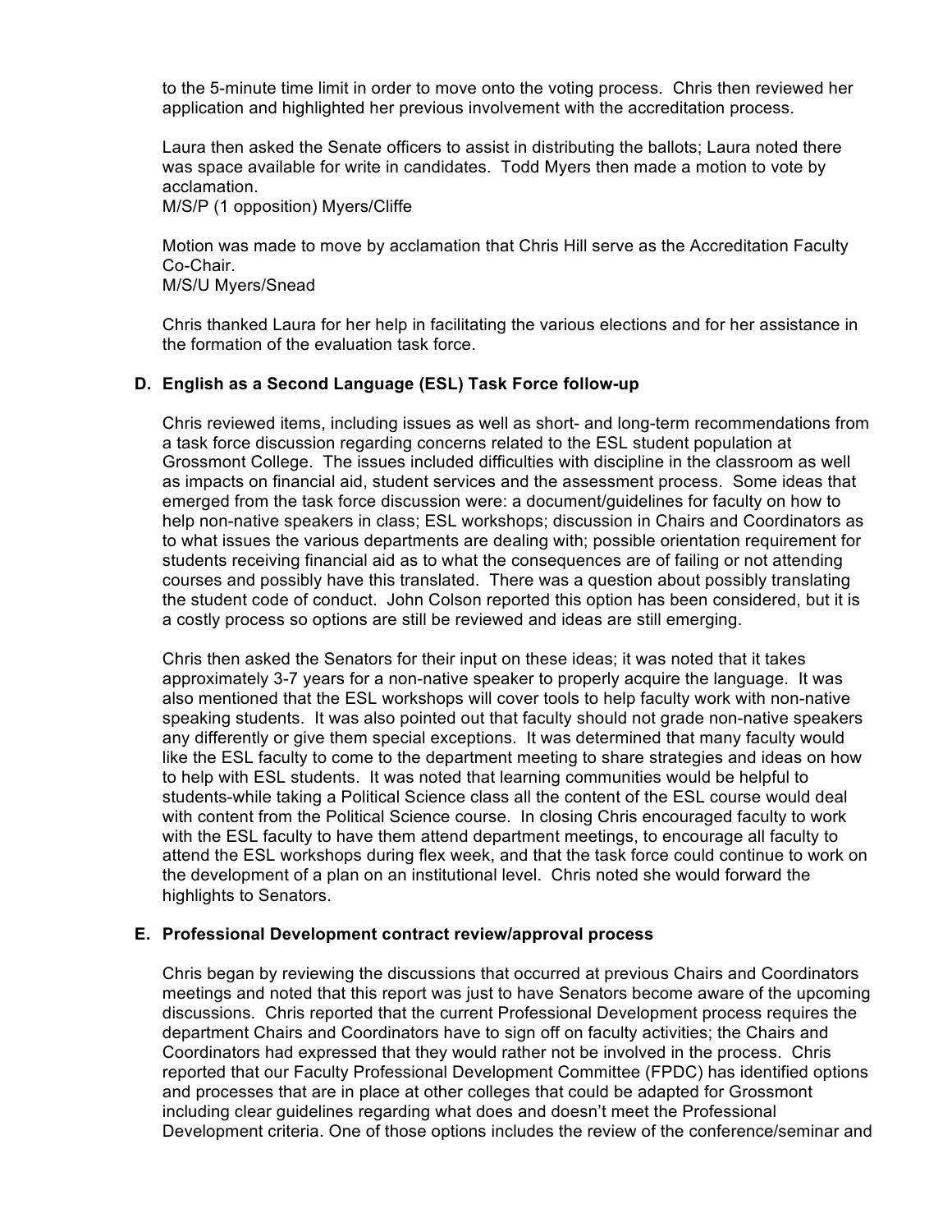to the 5-minute time limit in order to move onto the voting process. Chris then reviewed her application and highlighted her previous involvement with the accreditation process.

Laura then asked the Senate officers to assist in distributing the ballots; Laura noted there was space available for write in candidates. Todd Myers then made a motion to vote by acclamation.
M/S/P (1 opposition) Myers/Cliffe

Motion was made to move by acclamation that Chris Hill serve as the Accreditation Faculty Co-Chair.
M/S/U Myers/Snead

Chris thanked Laura for her help in facilitating the various elections and for her assistance in the formation of the evaluation task force.

**D. English as a Second Language (ESL) Task Force follow-up**

Chris reviewed items, including issues as well as short- and long-term recommendations from a task force discussion regarding concerns related to the ESL student population at Grossmont College. The issues included difficulties with discipline in the classroom as well as impacts on financial aid, student services and the assessment process. Some ideas that emerged from the task force discussion were: a document/guidelines for faculty on how to help non-native speakers in class; ESL workshops; discussion in Chairs and Coordinators as to what issues the various departments are dealing with; possible orientation requirement for students receiving financial aid as to what the consequences are of failing or not attending courses and possibly have this translated. There was a question about possibly translating the student code of conduct. John Colson reported this option has been considered, but it is a costly process so options are still be reviewed and ideas are still emerging.

Chris then asked the Senators for their input on these ideas; it was noted that it takes approximately 3-7 years for a non-native speaker to properly acquire the language. It was also mentioned that the ESL workshops will cover tools to help faculty work with non-native speaking students. It was also pointed out that faculty should not grade non-native speakers any differently or give them special exceptions. It was determined that many faculty would like the ESL faculty to come to the department meeting to share strategies and ideas on how to help with ESL students. It was noted that learning communities would be helpful to students-while taking a Political Science class all the content of the ESL course would deal with content from the Political Science course. In closing Chris encouraged faculty to work with the ESL faculty to have them attend department meetings, to encourage all faculty to attend the ESL workshops during flex week, and that the task force could continue to work on the development of a plan on an institutional level. Chris noted she would forward the highlights to Senators.

**E. Professional Development contract review/approval process**

Chris began by reviewing the discussions that occurred at previous Chairs and Coordinators meetings and noted that this report was just to have Senators become aware of the upcoming discussions. Chris reported that the current Professional Development process requires the department Chairs and Coordinators have to sign off on faculty activities; the Chairs and Coordinators had expressed that they would rather not be involved in the process. Chris reported that our Faculty Professional Development Committee (FPDC) has identified options and processes that are in place at other colleges that could be adapted for Grossmont including clear guidelines regarding what does and doesn't meet the Professional Development criteria. One of those options includes the review of the conference/seminar and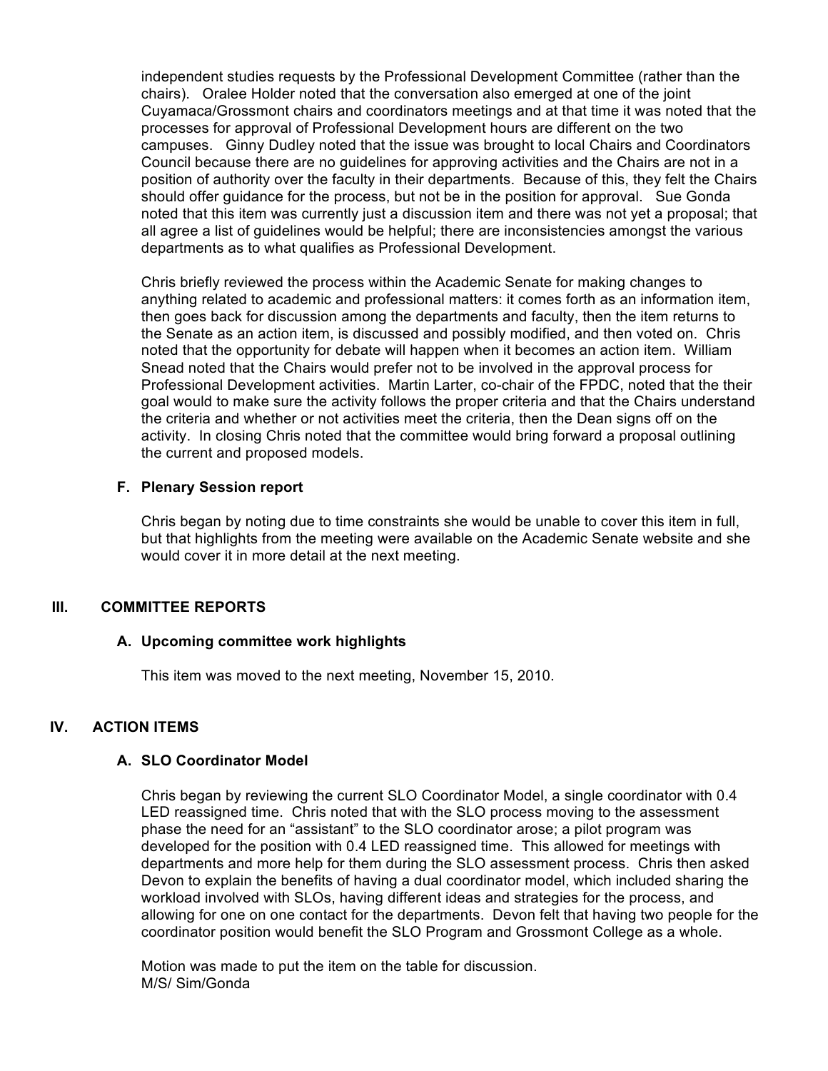independent studies requests by the Professional Development Committee (rather than the chairs). Oralee Holder noted that the conversation also emerged at one of the joint Cuyamaca/Grossmont chairs and coordinators meetings and at that time it was noted that the processes for approval of Professional Development hours are different on the two campuses. Ginny Dudley noted that the issue was brought to local Chairs and Coordinators Council because there are no guidelines for approving activities and the Chairs are not in a position of authority over the faculty in their departments. Because of this, they felt the Chairs should offer guidance for the process, but not be in the position for approval. Sue Gonda noted that this item was currently just a discussion item and there was not yet a proposal; that all agree a list of guidelines would be helpful; there are inconsistencies amongst the various departments as to what qualifies as Professional Development.

Chris briefly reviewed the process within the Academic Senate for making changes to anything related to academic and professional matters: it comes forth as an information item, then goes back for discussion among the departments and faculty, then the item returns to the Senate as an action item, is discussed and possibly modified, and then voted on. Chris noted that the opportunity for debate will happen when it becomes an action item. William Snead noted that the Chairs would prefer not to be involved in the approval process for Professional Development activities. Martin Larter, co-chair of the FPDC, noted that the their goal would to make sure the activity follows the proper criteria and that the Chairs understand the criteria and whether or not activities meet the criteria, then the Dean signs off on the activity. In closing Chris noted that the committee would bring forward a proposal outlining the current and proposed models.

### F. Plenary Session report

Chris began by noting due to time constraints she would be unable to cover this item in full, but that highlights from the meeting were available on the Academic Senate website and she would cover it in more detail at the next meeting.

## III. COMMITTEE REPORTS

### A. Upcoming committee work highlights

This item was moved to the next meeting, November 15, 2010.

## IV. ACTION ITEMS

### A. SLO Coordinator Model

Chris began by reviewing the current SLO Coordinator Model, a single coordinator with 0.4 LED reassigned time. Chris noted that with the SLO process moving to the assessment phase the need for an "assistant" to the SLO coordinator arose; a pilot program was developed for the position with 0.4 LED reassigned time. This allowed for meetings with departments and more help for them during the SLO assessment process. Chris then asked Devon to explain the benefits of having a dual coordinator model, which included sharing the workload involved with SLOs, having different ideas and strategies for the process, and allowing for one on one contact for the departments. Devon felt that having two people for the coordinator position would benefit the SLO Program and Grossmont College as a whole.

Motion was made to put the item on the table for discussion.
M/S/ Sim/Gonda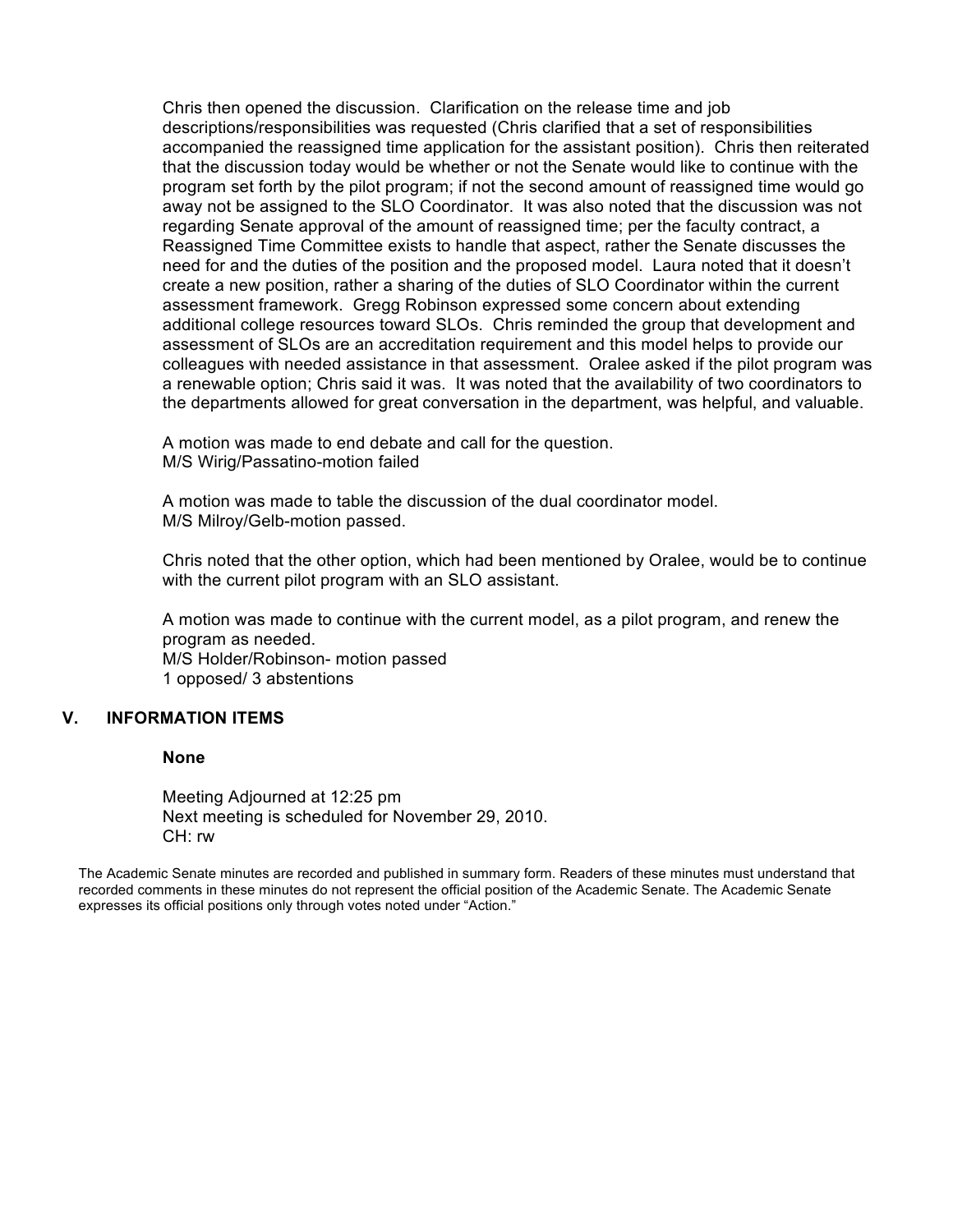Chris then opened the discussion. Clarification on the release time and job descriptions/responsibilities was requested (Chris clarified that a set of responsibilities accompanied the reassigned time application for the assistant position). Chris then reiterated that the discussion today would be whether or not the Senate would like to continue with the program set forth by the pilot program; if not the second amount of reassigned time would go away not be assigned to the SLO Coordinator. It was also noted that the discussion was not regarding Senate approval of the amount of reassigned time; per the faculty contract, a Reassigned Time Committee exists to handle that aspect, rather the Senate discusses the need for and the duties of the position and the proposed model. Laura noted that it doesn't create a new position, rather a sharing of the duties of SLO Coordinator within the current assessment framework. Gregg Robinson expressed some concern about extending additional college resources toward SLOs. Chris reminded the group that development and assessment of SLOs are an accreditation requirement and this model helps to provide our colleagues with needed assistance in that assessment. Oralee asked if the pilot program was a renewable option; Chris said it was. It was noted that the availability of two coordinators to the departments allowed for great conversation in the department, was helpful, and valuable.

A motion was made to end debate and call for the question.
M/S Wirig/Passatino-motion failed

A motion was made to table the discussion of the dual coordinator model.
M/S Milroy/Gelb-motion passed.

Chris noted that the other option, which had been mentioned by Oralee, would be to continue with the current pilot program with an SLO assistant.

A motion was made to continue with the current model, as a pilot program, and renew the program as needed.
M/S Holder/Robinson- motion passed
1 opposed/ 3 abstentions

## V. INFORMATION ITEMS

**None**

Meeting Adjourned at 12:25 pm
Next meeting is scheduled for November 29, 2010.
CH: rw

The Academic Senate minutes are recorded and published in summary form. Readers of these minutes must understand that recorded comments in these minutes do not represent the official position of the Academic Senate. The Academic Senate expresses its official positions only through votes noted under "Action."